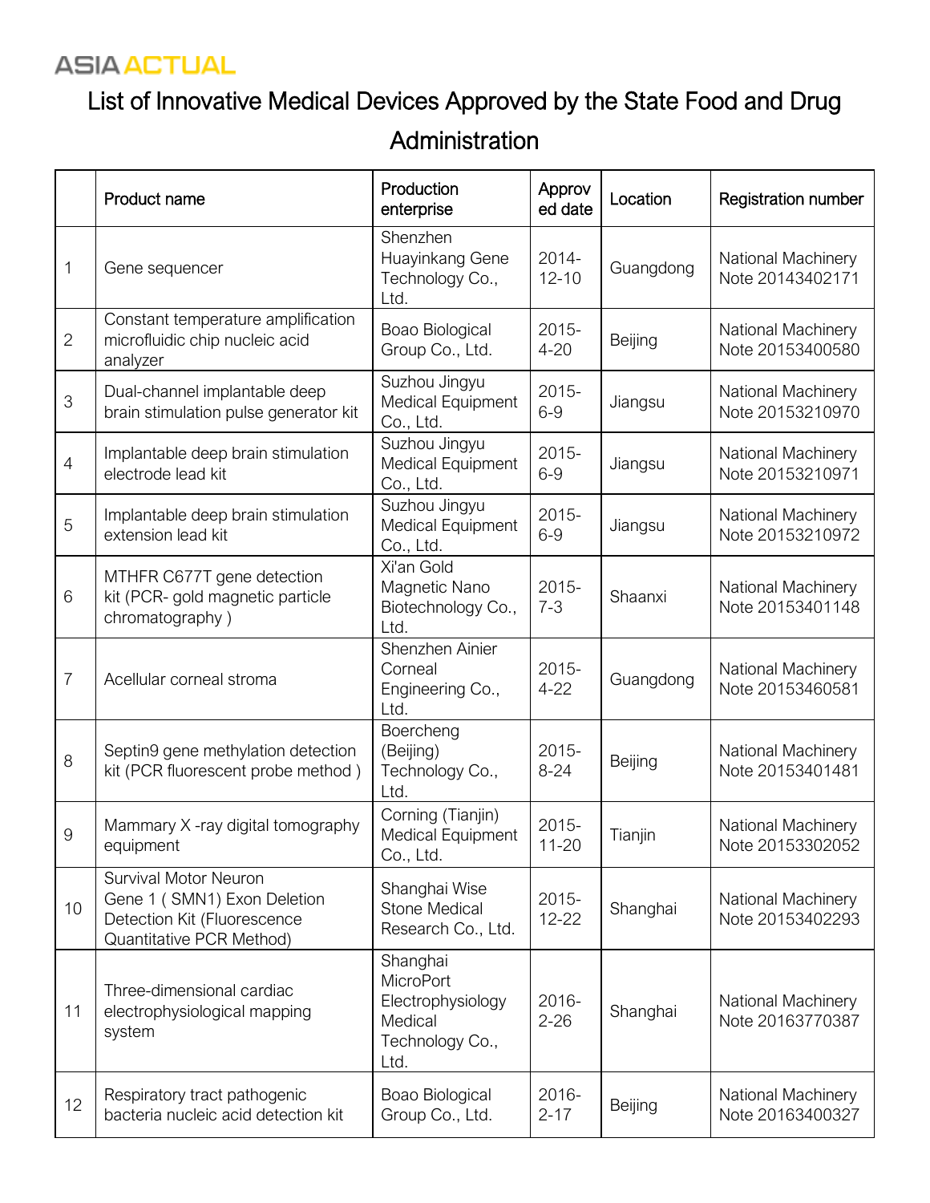ASIA ACTUAL

# List of Innovative Medical Devices Approved by the State Food and Drug Administration

| | Product name | Production enterprise | Approved date | Location | Registration number |
|---|---|---|---|---|---|
| 1 | Gene sequencer | Shenzhen Huayinkang Gene Technology Co., Ltd. | 2014-12-10 | Guangdong | National Machinery Note 20143402171 |
| 2 | Constant temperature amplification microfluidic chip nucleic acid analyzer | Boao Biological Group Co., Ltd. | 2015-4-20 | Beijing | National Machinery Note 20153400580 |
| 3 | Dual-channel implantable deep brain stimulation pulse generator kit | Suzhou Jingyu Medical Equipment Co., Ltd. | 2015-6-9 | Jiangsu | National Machinery Note 20153210970 |
| 4 | Implantable deep brain stimulation electrode lead kit | Suzhou Jingyu Medical Equipment Co., Ltd. | 2015-6-9 | Jiangsu | National Machinery Note 20153210971 |
| 5 | Implantable deep brain stimulation extension lead kit | Suzhou Jingyu Medical Equipment Co., Ltd. | 2015-6-9 | Jiangsu | National Machinery Note 20153210972 |
| 6 | MTHFR C677T gene detection kit (PCR- gold magnetic particle chromatography ) | Xi'an Gold Magnetic Nano Biotechnology Co., Ltd. | 2015-7-3 | Shaanxi | National Machinery Note 20153401148 |
| 7 | Acellular corneal stroma | Shenzhen Ainier Corneal Engineering Co., Ltd. | 2015-4-22 | Guangdong | National Machinery Note 20153460581 |
| 8 | Septin9 gene methylation detection kit (PCR fluorescent probe method ) | Boercheng (Beijing) Technology Co., Ltd. | 2015-8-24 | Beijing | National Machinery Note 20153401481 |
| 9 | Mammary X -ray digital tomography equipment | Corning (Tianjin) Medical Equipment Co., Ltd. | 2015-11-20 | Tianjin | National Machinery Note 20153302052 |
| 10 | Survival Motor Neuron Gene 1 ( SMN1) Exon Deletion Detection Kit (Fluorescence Quantitative PCR Method) | Shanghai Wise Stone Medical Research Co., Ltd. | 2015-12-22 | Shanghai | National Machinery Note 20153402293 |
| 11 | Three-dimensional cardiac electrophysiological mapping system | Shanghai MicroPort Electrophysiology Medical Technology Co., Ltd. | 2016-2-26 | Shanghai | National Machinery Note 20163770387 |
| 12 | Respiratory tract pathogenic bacteria nucleic acid detection kit | Boao Biological Group Co., Ltd. | 2016-2-17 | Beijing | National Machinery Note 20163400327 |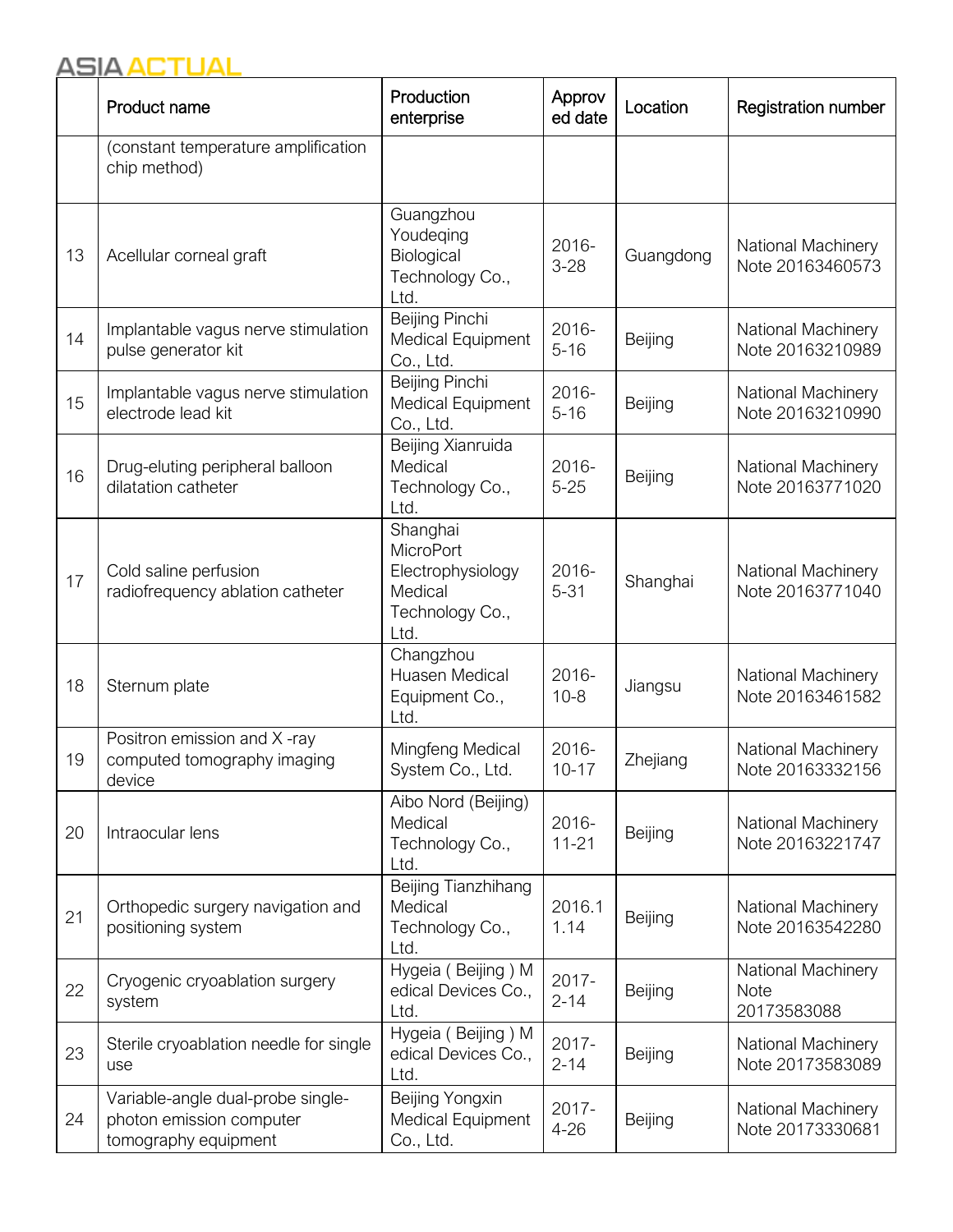|  | Product name | Production enterprise | Approved date | Location | Registration number |
|---|---|---|---|---|---|
|  | (constant temperature amplification chip method) |  |  |  |  |
| 13 | Acellular corneal graft | Guangzhou Youdeqing Biological Technology Co., Ltd. | 2016-3-28 | Guangdong | National Machinery Note 20163460573 |
| 14 | Implantable vagus nerve stimulation pulse generator kit | Beijing Pinchi Medical Equipment Co., Ltd. | 2016-5-16 | Beijing | National Machinery Note 20163210989 |
| 15 | Implantable vagus nerve stimulation electrode lead kit | Beijing Pinchi Medical Equipment Co., Ltd. | 2016-5-16 | Beijing | National Machinery Note 20163210990 |
| 16 | Drug-eluting peripheral balloon dilatation catheter | Beijing Xianruida Medical Technology Co., Ltd. | 2016-5-25 | Beijing | National Machinery Note 20163771020 |
| 17 | Cold saline perfusion radiofrequency ablation catheter | Shanghai MicroPort Electrophysiology Medical Technology Co., Ltd. | 2016-5-31 | Shanghai | National Machinery Note 20163771040 |
| 18 | Sternum plate | Changzhou Huasen Medical Equipment Co., Ltd. | 2016-10-8 | Jiangsu | National Machinery Note 20163461582 |
| 19 | Positron emission and X -ray computed tomography imaging device | Mingfeng Medical System Co., Ltd. | 2016-10-17 | Zhejiang | National Machinery Note 20163332156 |
| 20 | Intraocular lens | Aibo Nord (Beijing) Medical Technology Co., Ltd. | 2016-11-21 | Beijing | National Machinery Note 20163221747 |
| 21 | Orthopedic surgery navigation and positioning system | Beijing Tianzhihang Medical Technology Co., Ltd. | 2016.11.14 | Beijing | National Machinery Note 20163542280 |
| 22 | Cryogenic cryoablation surgery system | Hygeia ( Beijing ) Medical Devices Co., Ltd. | 2017-2-14 | Beijing | National Machinery Note 20173583088 |
| 23 | Sterile cryoablation needle for single use | Hygeia ( Beijing ) Medical Devices Co., Ltd. | 2017-2-14 | Beijing | National Machinery Note 20173583089 |
| 24 | Variable-angle dual-probe single-photon emission computer tomography equipment | Beijing Yongxin Medical Equipment Co., Ltd. | 2017-4-26 | Beijing | National Machinery Note 20173330681 |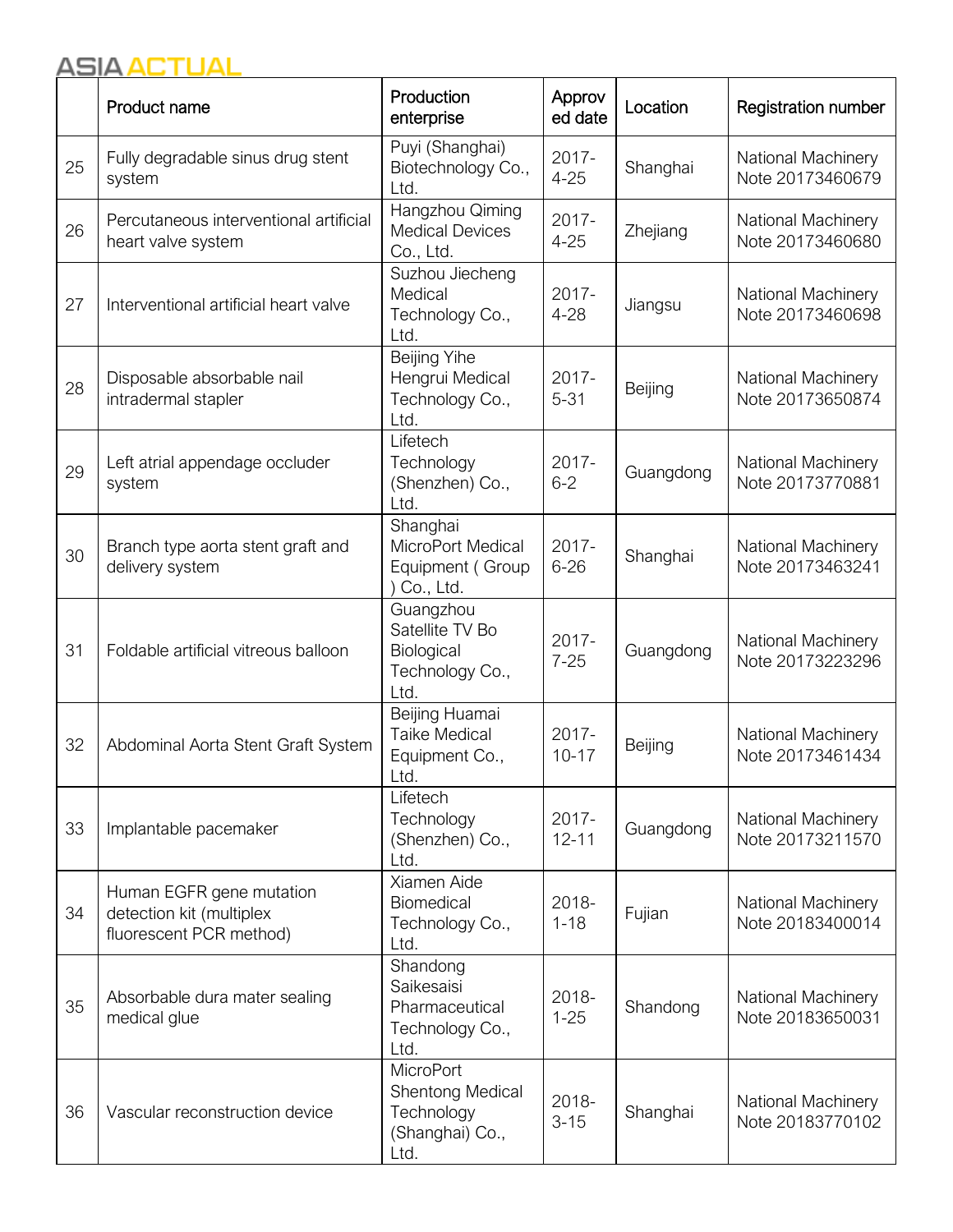| | Product name | Production enterprise | Approved date | Location | Registration number |
|---|---|---|---|---|---|
| 25 | Fully degradable sinus drug stent system | Puyi (Shanghai) Biotechnology Co., Ltd. | 2017-4-25 | Shanghai | National Machinery Note 20173460679 |
| 26 | Percutaneous interventional artificial heart valve system | Hangzhou Qiming Medical Devices Co., Ltd. | 2017-4-25 | Zhejiang | National Machinery Note 20173460680 |
| 27 | Interventional artificial heart valve | Suzhou Jiecheng Medical Technology Co., Ltd. | 2017-4-28 | Jiangsu | National Machinery Note 20173460698 |
| 28 | Disposable absorbable nail intradermal stapler | Beijing Yihe Hengrui Medical Technology Co., Ltd. | 2017-5-31 | Beijing | National Machinery Note 20173650874 |
| 29 | Left atrial appendage occluder system | Lifetech Technology (Shenzhen) Co., Ltd. | 2017-6-2 | Guangdong | National Machinery Note 20173770881 |
| 30 | Branch type aorta stent graft and delivery system | Shanghai MicroPort Medical Equipment ( Group ) Co., Ltd. | 2017-6-26 | Shanghai | National Machinery Note 20173463241 |
| 31 | Foldable artificial vitreous balloon | Guangzhou Satellite TV Bo Biological Technology Co., Ltd. | 2017-7-25 | Guangdong | National Machinery Note 20173223296 |
| 32 | Abdominal Aorta Stent Graft System | Beijing Huamai Taike Medical Equipment Co., Ltd. | 2017-10-17 | Beijing | National Machinery Note 20173461434 |
| 33 | Implantable pacemaker | Lifetech Technology (Shenzhen) Co., Ltd. | 2017-12-11 | Guangdong | National Machinery Note 20173211570 |
| 34 | Human EGFR gene mutation detection kit (multiplex fluorescent PCR method) | Xiamen Aide Biomedical Technology Co., Ltd. | 2018-1-18 | Fujian | National Machinery Note 20183400014 |
| 35 | Absorbable dura mater sealing medical glue | Shandong Saikesaisi Pharmaceutical Technology Co., Ltd. | 2018-1-25 | Shandong | National Machinery Note 20183650031 |
| 36 | Vascular reconstruction device | MicroPort Shentong Medical Technology (Shanghai) Co., Ltd. | 2018-3-15 | Shanghai | National Machinery Note 20183770102 |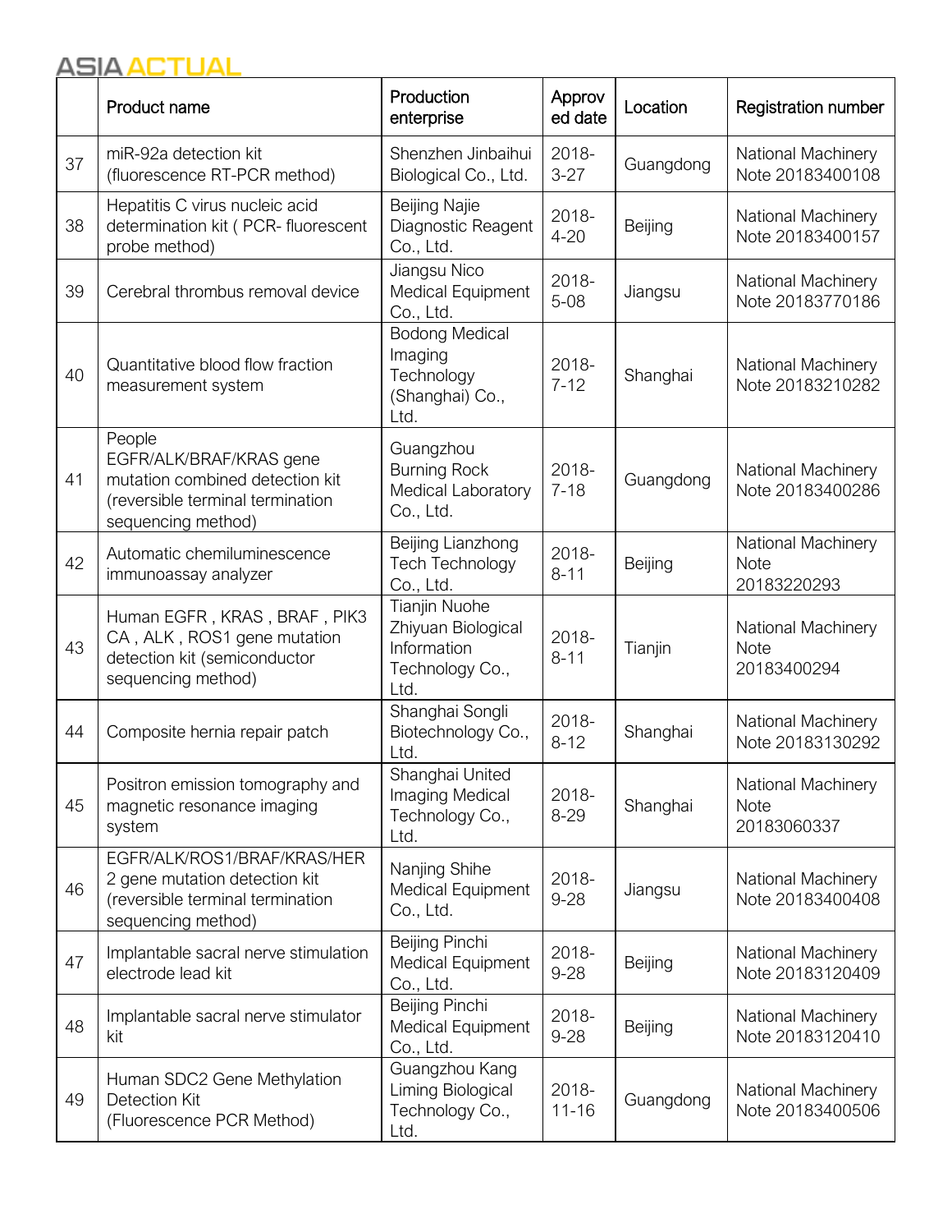|  | Product name | Production enterprise | Approved date | Location | Registration number |
|---|---|---|---|---|---|
| 37 | miR-92a detection kit (fluorescence RT-PCR method) | Shenzhen Jinbaihui Biological Co., Ltd. | 2018-3-27 | Guangdong | National Machinery Note 20183400108 |
| 38 | Hepatitis C virus nucleic acid determination kit ( PCR- fluorescent probe method) | Beijing Najie Diagnostic Reagent Co., Ltd. | 2018-4-20 | Beijing | National Machinery Note 20183400157 |
| 39 | Cerebral thrombus removal device | Jiangsu Nico Medical Equipment Co., Ltd. | 2018-5-08 | Jiangsu | National Machinery Note 20183770186 |
| 40 | Quantitative blood flow fraction measurement system | Bodong Medical Imaging Technology (Shanghai) Co., Ltd. | 2018-7-12 | Shanghai | National Machinery Note 20183210282 |
| 41 | People EGFR/ALK/BRAF/KRAS gene mutation combined detection kit (reversible terminal termination sequencing method) | Guangzhou Burning Rock Medical Laboratory Co., Ltd. | 2018-7-18 | Guangdong | National Machinery Note 20183400286 |
| 42 | Automatic chemiluminescence immunoassay analyzer | Beijing Lianzhong Tech Technology Co., Ltd. | 2018-8-11 | Beijing | National Machinery Note 20183220293 |
| 43 | Human EGFR , KRAS , BRAF , PIK3 CA , ALK , ROS1 gene mutation detection kit (semiconductor sequencing method) | Tianjin Nuohe Zhiyuan Biological Information Technology Co., Ltd. | 2018-8-11 | Tianjin | National Machinery Note 20183400294 |
| 44 | Composite hernia repair patch | Shanghai Songli Biotechnology Co., Ltd. | 2018-8-12 | Shanghai | National Machinery Note 20183130292 |
| 45 | Positron emission tomography and magnetic resonance imaging system | Shanghai United Imaging Medical Technology Co., Ltd. | 2018-8-29 | Shanghai | National Machinery Note 20183060337 |
| 46 | EGFR/ALK/ROS1/BRAF/KRAS/HER 2 gene mutation detection kit (reversible terminal termination sequencing method) | Nanjing Shihe Medical Equipment Co., Ltd. | 2018-9-28 | Jiangsu | National Machinery Note 20183400408 |
| 47 | Implantable sacral nerve stimulation electrode lead kit | Beijing Pinchi Medical Equipment Co., Ltd. | 2018-9-28 | Beijing | National Machinery Note 20183120409 |
| 48 | Implantable sacral nerve stimulator kit | Beijing Pinchi Medical Equipment Co., Ltd. | 2018-9-28 | Beijing | National Machinery Note 20183120410 |
| 49 | Human SDC2 Gene Methylation Detection Kit (Fluorescence PCR Method) | Guangzhou Kang Liming Biological Technology Co., Ltd. | 2018-11-16 | Guangdong | National Machinery Note 20183400506 |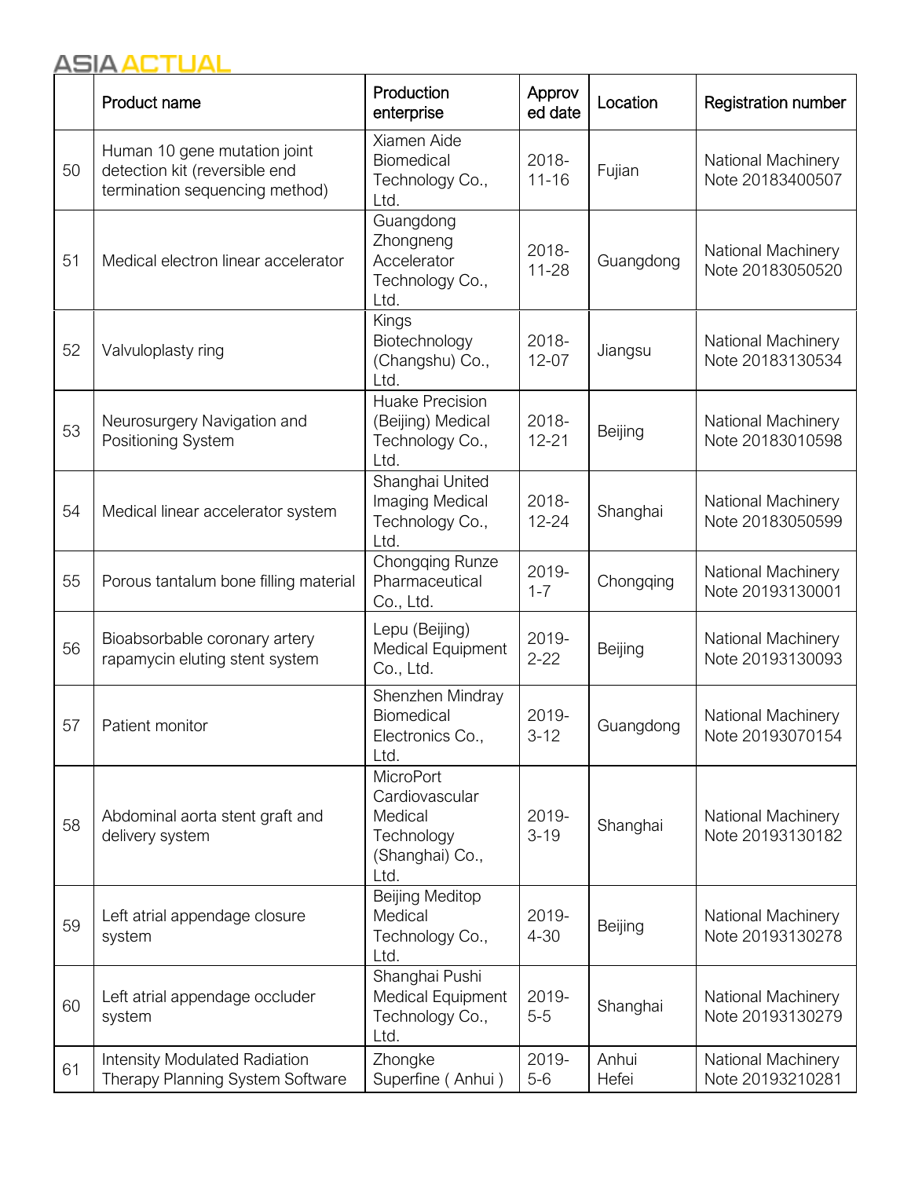|  | Product name | Production enterprise | Approved date | Location | Registration number |
|---|---|---|---|---|---|
| 50 | Human 10 gene mutation joint detection kit (reversible end termination sequencing method) | Xiamen Aide Biomedical Technology Co., Ltd. | 2018-11-16 | Fujian | National Machinery Note 20183400507 |
| 51 | Medical electron linear accelerator | Guangdong Zhongneng Accelerator Technology Co., Ltd. | 2018-11-28 | Guangdong | National Machinery Note 20183050520 |
| 52 | Valvuloplasty ring | Kings Biotechnology (Changshu) Co., Ltd. | 2018-12-07 | Jiangsu | National Machinery Note 20183130534 |
| 53 | Neurosurgery Navigation and Positioning System | Huake Precision (Beijing) Medical Technology Co., Ltd. | 2018-12-21 | Beijing | National Machinery Note 20183010598 |
| 54 | Medical linear accelerator system | Shanghai United Imaging Medical Technology Co., Ltd. | 2018-12-24 | Shanghai | National Machinery Note 20183050599 |
| 55 | Porous tantalum bone filling material | Chongqing Runze Pharmaceutical Co., Ltd. | 2019-1-7 | Chongqing | National Machinery Note 20193130001 |
| 56 | Bioabsorbable coronary artery rapamycin eluting stent system | Lepu (Beijing) Medical Equipment Co., Ltd. | 2019-2-22 | Beijing | National Machinery Note 20193130093 |
| 57 | Patient monitor | Shenzhen Mindray Biomedical Electronics Co., Ltd. | 2019-3-12 | Guangdong | National Machinery Note 20193070154 |
| 58 | Abdominal aorta stent graft and delivery system | MicroPort Cardiovascular Medical Technology (Shanghai) Co., Ltd. | 2019-3-19 | Shanghai | National Machinery Note 20193130182 |
| 59 | Left atrial appendage closure system | Beijing Meditop Medical Technology Co., Ltd. | 2019-4-30 | Beijing | National Machinery Note 20193130278 |
| 60 | Left atrial appendage occluder system | Shanghai Pushi Medical Equipment Technology Co., Ltd. | 2019-5-5 | Shanghai | National Machinery Note 20193130279 |
| 61 | Intensity Modulated Radiation Therapy Planning System Software | Zhongke Superfine ( Anhui ) | 2019-5-6 | Anhui Hefei | National Machinery Note 20193210281 |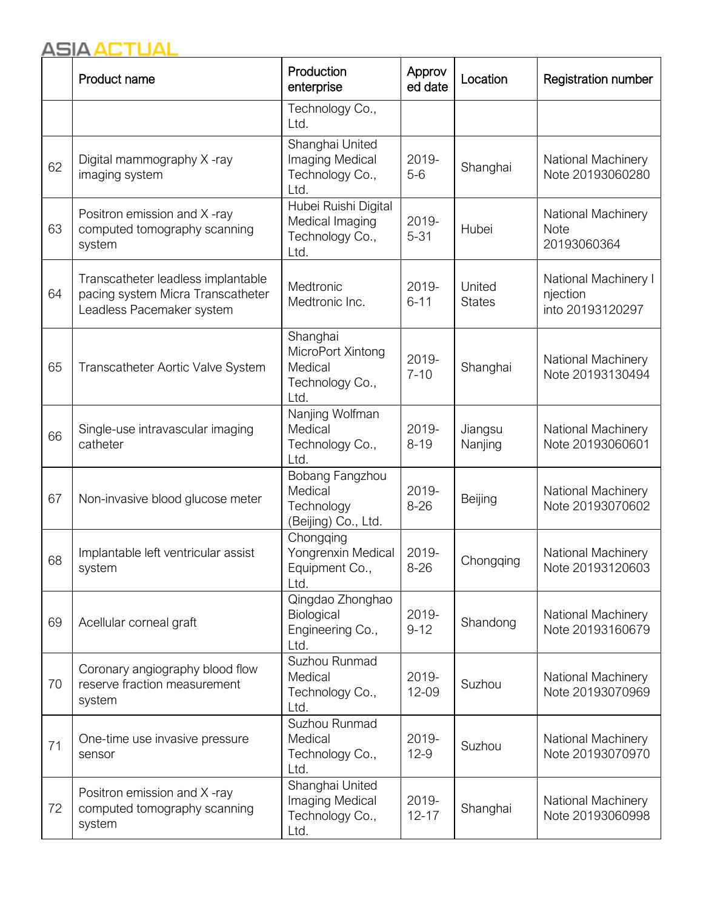| | Product name | Production enterprise | Approved date | Location | Registration number |
|---|---|---|---|---|---|
| | | Technology Co., Ltd. | | | |
| 62 | Digital mammography X -ray imaging system | Shanghai United Imaging Medical Technology Co., Ltd. | 2019-5-6 | Shanghai | National Machinery Note 20193060280 |
| 63 | Positron emission and X -ray computed tomography scanning system | Hubei Ruishi Digital Medical Imaging Technology Co., Ltd. | 2019-5-31 | Hubei | National Machinery Note 20193060364 |
| 64 | Transcatheter leadless implantable pacing system Micra Transcatheter Leadless Pacemaker system | Medtronic Medtronic Inc. | 2019-6-11 | United States | National Machinery I njection into 20193120297 |
| 65 | Transcatheter Aortic Valve System | Shanghai MicroPort Xintong Medical Technology Co., Ltd. | 2019-7-10 | Shanghai | National Machinery Note 20193130494 |
| 66 | Single-use intravascular imaging catheter | Nanjing Wolfman Medical Technology Co., Ltd. | 2019-8-19 | Jiangsu Nanjing | National Machinery Note 20193060601 |
| 67 | Non-invasive blood glucose meter | Bobang Fangzhou Medical Technology (Beijing) Co., Ltd. | 2019-8-26 | Beijing | National Machinery Note 20193070602 |
| 68 | Implantable left ventricular assist system | Chongqing Yongrenxin Medical Equipment Co., Ltd. | 2019-8-26 | Chongqing | National Machinery Note 20193120603 |
| 69 | Acellular corneal graft | Qingdao Zhonghao Biological Engineering Co., Ltd. | 2019-9-12 | Shandong | National Machinery Note 20193160679 |
| 70 | Coronary angiography blood flow reserve fraction measurement system | Suzhou Runmad Medical Technology Co., Ltd. | 2019-12-09 | Suzhou | National Machinery Note 20193070969 |
| 71 | One-time use invasive pressure sensor | Suzhou Runmad Medical Technology Co., Ltd. | 2019-12-9 | Suzhou | National Machinery Note 20193070970 |
| 72 | Positron emission and X -ray computed tomography scanning system | Shanghai United Imaging Medical Technology Co., Ltd. | 2019-12-17 | Shanghai | National Machinery Note 20193060998 |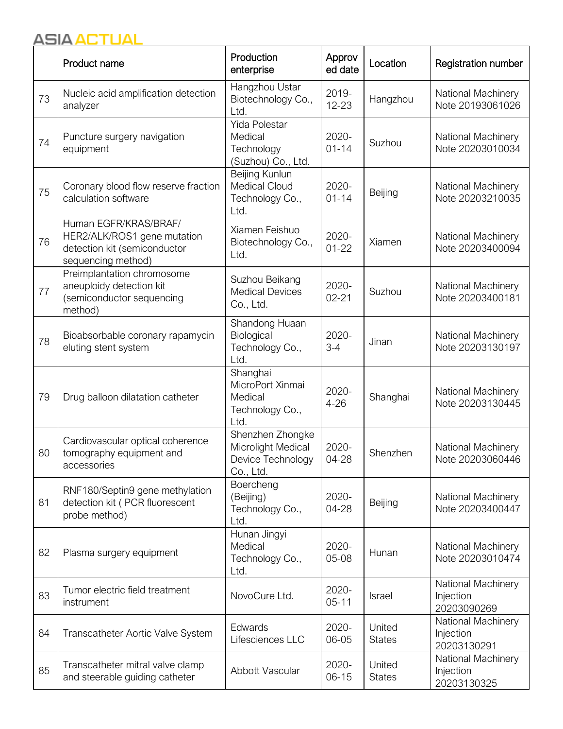| | Product name | Production enterprise | Approved date | Location | Registration number |
|---|---|---|---|---|---|
| 73 | Nucleic acid amplification detection analyzer | Hangzhou Ustar Biotechnology Co., Ltd. | 2019-12-23 | Hangzhou | National Machinery Note 20193061026 |
| 74 | Puncture surgery navigation equipment | Yida Polestar Medical Technology (Suzhou) Co., Ltd. | 2020-01-14 | Suzhou | National Machinery Note 20203010034 |
| 75 | Coronary blood flow reserve fraction calculation software | Beijing Kunlun Medical Cloud Technology Co., Ltd. | 2020-01-14 | Beijing | National Machinery Note 20203210035 |
| 76 | Human EGFR/KRAS/BRAF/ HER2/ALK/ROS1 gene mutation detection kit (semiconductor sequencing method) | Xiamen Feishuo Biotechnology Co., Ltd. | 2020-01-22 | Xiamen | National Machinery Note 20203400094 |
| 77 | Preimplantation chromosome aneuploidy detection kit (semiconductor sequencing method) | Suzhou Beikang Medical Devices Co., Ltd. | 2020-02-21 | Suzhou | National Machinery Note 20203400181 |
| 78 | Bioabsorbable coronary rapamycin eluting stent system | Shandong Huaan Biological Technology Co., Ltd. | 2020-3-4 | Jinan | National Machinery Note 20203130197 |
| 79 | Drug balloon dilatation catheter | Shanghai MicroPort Xinmai Medical Technology Co., Ltd. | 2020-4-26 | Shanghai | National Machinery Note 20203130445 |
| 80 | Cardiovascular optical coherence tomography equipment and accessories | Shenzhen Zhongke Microlight Medical Device Technology Co., Ltd. | 2020-04-28 | Shenzhen | National Machinery Note 20203060446 |
| 81 | RNF180/Septin9 gene methylation detection kit ( PCR fluorescent probe method) | Boercheng (Beijing) Technology Co., Ltd. | 2020-04-28 | Beijing | National Machinery Note 20203400447 |
| 82 | Plasma surgery equipment | Hunan Jingyi Medical Technology Co., Ltd. | 2020-05-08 | Hunan | National Machinery Note 20203010474 |
| 83 | Tumor electric field treatment instrument | NovoCure Ltd. | 2020-05-11 | Israel | National Machinery Injection 20203090269 |
| 84 | Transcatheter Aortic Valve System | Edwards Lifesciences LLC | 2020-06-05 | United States | National Machinery Injection 20203130291 |
| 85 | Transcatheter mitral valve clamp and steerable guiding catheter | Abbott Vascular | 2020-06-15 | United States | National Machinery Injection 20203130325 |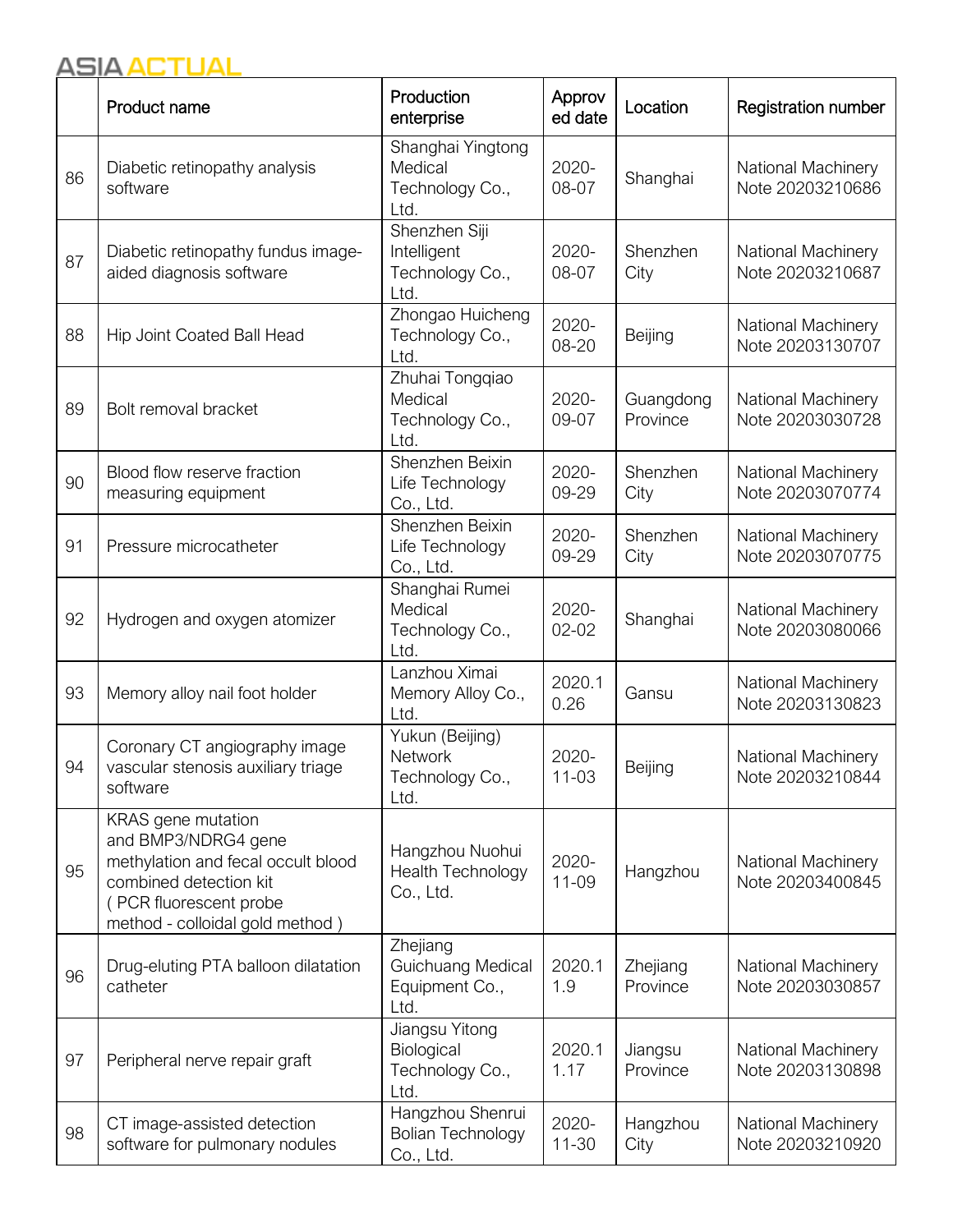|  | Product name | Production enterprise | Approved date | Location | Registration number |
|---|---|---|---|---|---|
| 86 | Diabetic retinopathy analysis software | Shanghai Yingtong Medical Technology Co., Ltd. | 2020-08-07 | Shanghai | National Machinery Note 20203210686 |
| 87 | Diabetic retinopathy fundus image-aided diagnosis software | Shenzhen Siji Intelligent Technology Co., Ltd. | 2020-08-07 | Shenzhen City | National Machinery Note 20203210687 |
| 88 | Hip Joint Coated Ball Head | Zhongao Huicheng Technology Co., Ltd. | 2020-08-20 | Beijing | National Machinery Note 20203130707 |
| 89 | Bolt removal bracket | Zhuhai Tongqiao Medical Technology Co., Ltd. | 2020-09-07 | Guangdong Province | National Machinery Note 20203030728 |
| 90 | Blood flow reserve fraction measuring equipment | Shenzhen Beixin Life Technology Co., Ltd. | 2020-09-29 | Shenzhen City | National Machinery Note 20203070774 |
| 91 | Pressure microcatheter | Shenzhen Beixin Life Technology Co., Ltd. | 2020-09-29 | Shenzhen City | National Machinery Note 20203070775 |
| 92 | Hydrogen and oxygen atomizer | Shanghai Rumei Medical Technology Co., Ltd. | 2020-02-02 | Shanghai | National Machinery Note 20203080066 |
| 93 | Memory alloy nail foot holder | Lanzhou Ximai Memory Alloy Co., Ltd. | 2020.10.26 | Gansu | National Machinery Note 20203130823 |
| 94 | Coronary CT angiography image vascular stenosis auxiliary triage software | Yukun (Beijing) Network Technology Co., Ltd. | 2020-11-03 | Beijing | National Machinery Note 20203210844 |
| 95 | KRAS gene mutation and BMP3/NDRG4 gene methylation and fecal occult blood combined detection kit ( PCR fluorescent probe method - colloidal gold method ) | Hangzhou Nuohui Health Technology Co., Ltd. | 2020-11-09 | Hangzhou | National Machinery Note 20203400845 |
| 96 | Drug-eluting PTA balloon dilatation catheter | Zhejiang Guichuang Medical Equipment Co., Ltd. | 2020.11.9 | Zhejiang Province | National Machinery Note 20203030857 |
| 97 | Peripheral nerve repair graft | Jiangsu Yitong Biological Technology Co., Ltd. | 2020.11.17 | Jiangsu Province | National Machinery Note 20203130898 |
| 98 | CT image-assisted detection software for pulmonary nodules | Hangzhou Shenrui Bolian Technology Co., Ltd. | 2020-11-30 | Hangzhou City | National Machinery Note 20203210920 |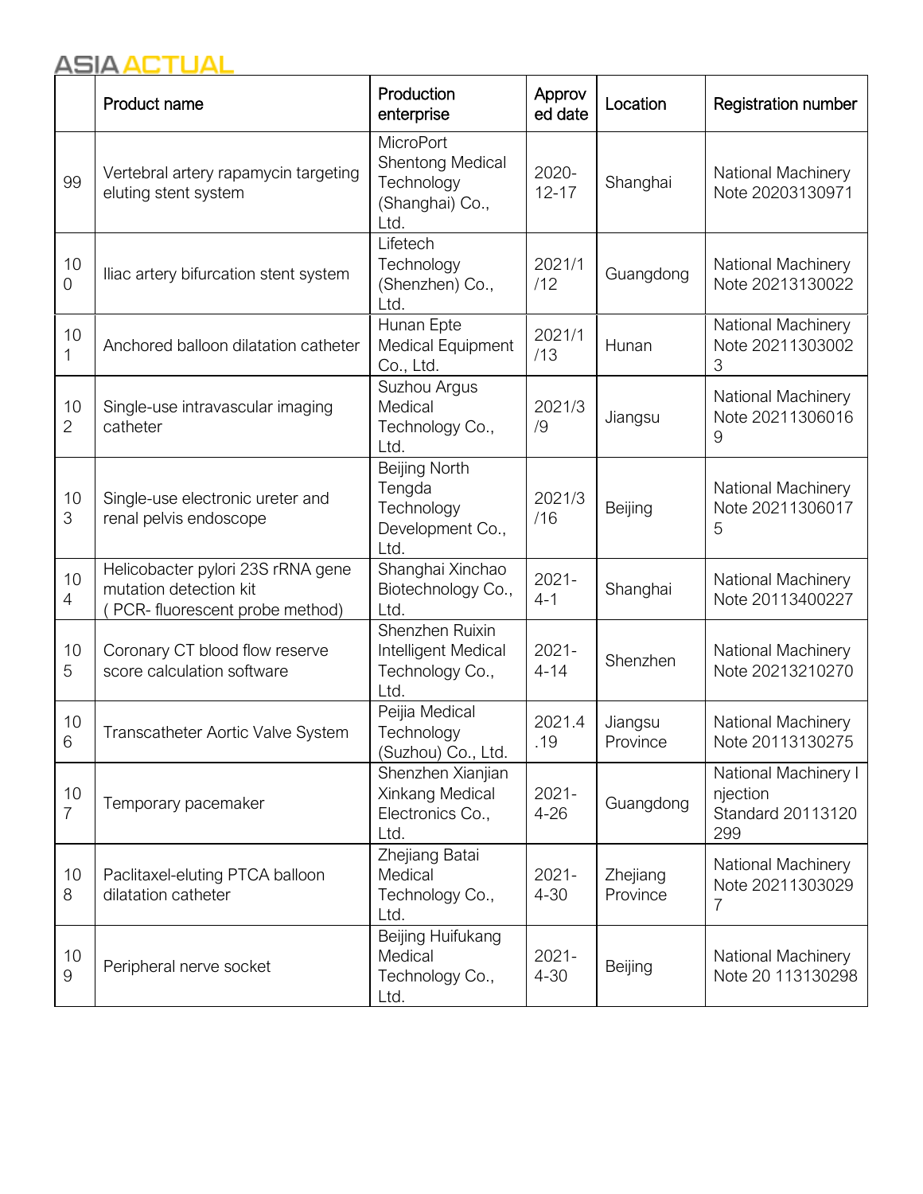| | Product name | Production enterprise | Approved date | Location | Registration number |
|---|---|---|---|---|---|
| 99 | Vertebral artery rapamycin targeting eluting stent system | MicroPort Shentong Medical Technology (Shanghai) Co., Ltd. | 2020-12-17 | Shanghai | National Machinery Note 20203130971 |
| 100 | Iliac artery bifurcation stent system | Lifetech Technology (Shenzhen) Co., Ltd. | 2021/1/12 | Guangdong | National Machinery Note 20213130022 |
| 101 | Anchored balloon dilatation catheter | Hunan Epte Medical Equipment Co., Ltd. | 2021/1/13 | Hunan | National Machinery Note 202113030023 |
| 102 | Single-use intravascular imaging catheter | Suzhou Argus Medical Technology Co., Ltd. | 2021/3/9 | Jiangsu | National Machinery Note 202113060169 |
| 103 | Single-use electronic ureter and renal pelvis endoscope | Beijing North Tengda Technology Development Co., Ltd. | 2021/3/16 | Beijing | National Machinery Note 202113060175 |
| 104 | Helicobacter pylori 23S rRNA gene mutation detection kit ( PCR- fluorescent probe method) | Shanghai Xinchao Biotechnology Co., Ltd. | 2021-4-1 | Shanghai | National Machinery Note 20113400227 |
| 105 | Coronary CT blood flow reserve score calculation software | Shenzhen Ruixin Intelligent Medical Technology Co., Ltd. | 2021-4-14 | Shenzhen | National Machinery Note 20213210270 |
| 106 | Transcatheter Aortic Valve System | Peijia Medical Technology (Suzhou) Co., Ltd. | 2021.4.19 | Jiangsu Province | National Machinery Note 20113130275 |
| 107 | Temporary pacemaker | Shenzhen Xianjian Xinkang Medical Electronics Co., Ltd. | 2021-4-26 | Guangdong | National Machinery Injection Standard 20113120299 |
| 108 | Paclitaxel-eluting PTCA balloon dilatation catheter | Zhejiang Batai Medical Technology Co., Ltd. | 2021-4-30 | Zhejiang Province | National Machinery Note 202113030297 |
| 109 | Peripheral nerve socket | Beijing Huifukang Medical Technology Co., Ltd. | 2021-4-30 | Beijing | National Machinery Note 20 113130298 |